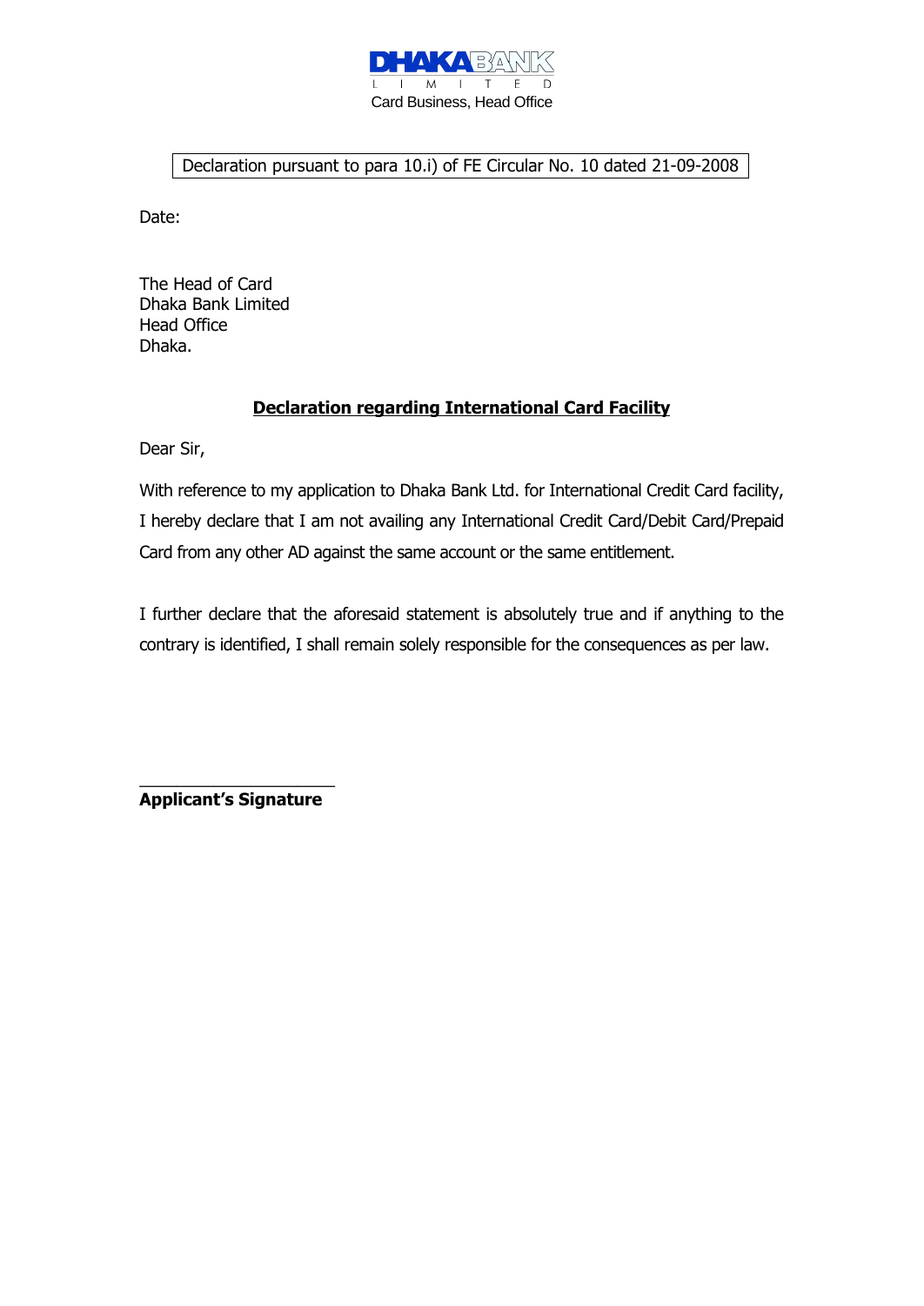**DHAKA BANK**
LIMITED
Card Business, Head Office

Declaration pursuant to para 10.i) of FE Circular No. 10 dated 21-09-2008

Date:

The Head of Card
Dhaka Bank Limited
Head Office
Dhaka.

## Declaration regarding International Card Facility

Dear Sir,

With reference to my application to Dhaka Bank Ltd. for International Credit Card facility, I hereby declare that I am not availing any International Credit Card/Debit Card/Prepaid Card from any other AD against the same account or the same entitlement.

I further declare that the aforesaid statement is absolutely true and if anything to the contrary is identified, I shall remain solely responsible for the consequences as per law.

\_\_\_\_\_\_\_\_\_\_\_\_\_\_\_\_\_\_\_\_\_\_
**Applicant's Signature**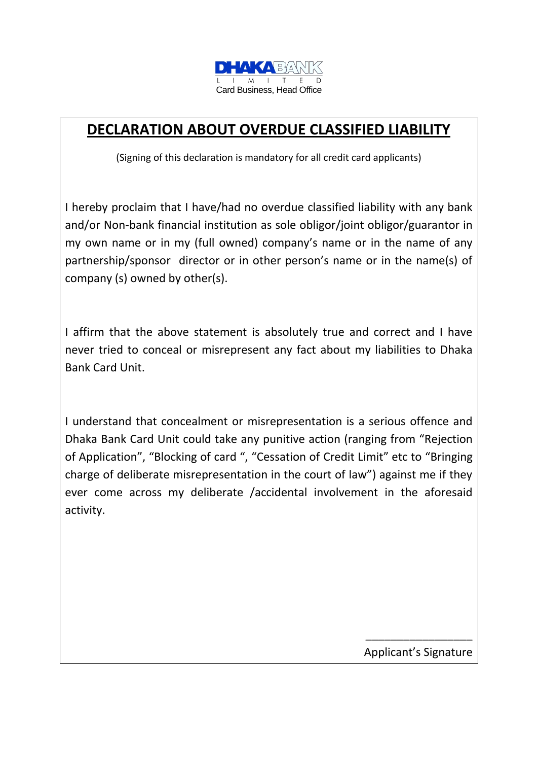DHAKA BANK
LIMITED
Card Business, Head Office

# DECLARATION ABOUT OVERDUE CLASSIFIED LIABILITY

(Signing of this declaration is mandatory for all credit card applicants)

I hereby proclaim that I have/had no overdue classified liability with any bank and/or Non-bank financial institution as sole obligor/joint obligor/guarantor in my own name or in my (full owned) company's name or in the name of any partnership/sponsor director or in other person's name or in the name(s) of company (s) owned by other(s).

I affirm that the above statement is absolutely true and correct and I have never tried to conceal or misrepresent any fact about my liabilities to Dhaka Bank Card Unit.

I understand that concealment or misrepresentation is a serious offence and Dhaka Bank Card Unit could take any punitive action (ranging from "Rejection of Application", "Blocking of card ", "Cessation of Credit Limit" etc to "Bringing charge of deliberate misrepresentation in the court of law") against me if they ever come across my deliberate /accidental involvement in the aforesaid activity.

_________________

Applicant's Signature